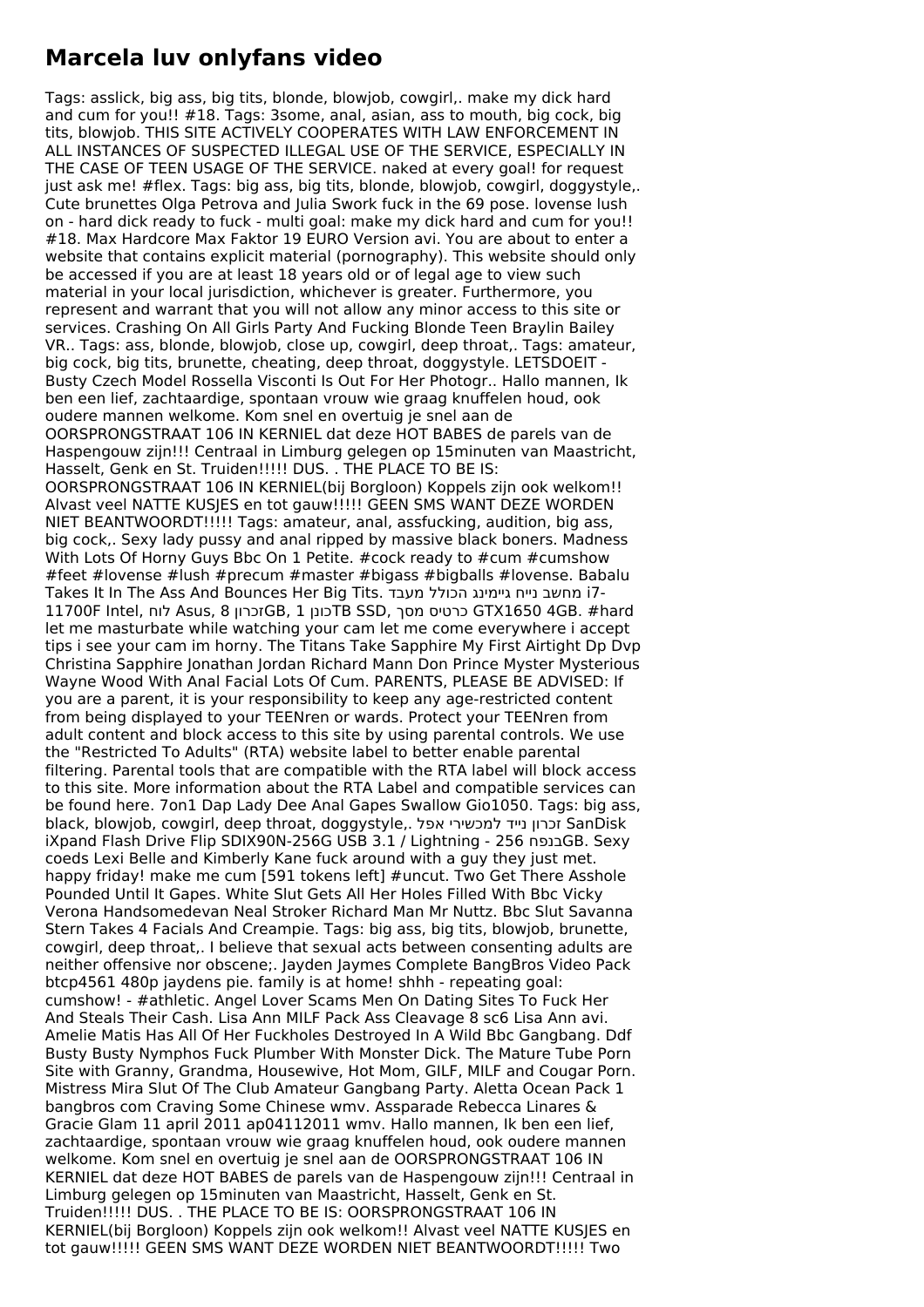# Marcela luv onlyfans video

Tags: asslick, big ass, big tits, blonde, blowjob, cowgirl,. make my dick hard and cum for you!! #18. Tags: 3some, anal, asian, ass to mouth, big cock, big tits, blowjob. THIS SITE ACTIVELY COOPERATES WITH LAW ENFORCEMENT IN ALL INSTANCES OF SUSPECTED ILLEGAL USE OF THE SERVICE, ESPECIALLY IN THE CASE OF TEEN USAGE OF THE SERVICE. naked at every goal! for request just ask me! #flex. Tags: big ass, big tits, blonde, blowjob, cowgirl, doggystyle,. Cute brunettes Olga Petrova and Julia Swork fuck in the 69 pose. lovense lush on - hard dick ready to fuck - multi goal: make my dick hard and cum for you!! #18. Max Hardcore Max Faktor 19 EURO Version avi. You are about to enter a website that contains explicit material (pornography). This website should only be accessed if you are at least 18 years old or of legal age to view such material in your local jurisdiction, whichever is greater. Furthermore, you represent and warrant that you will not allow any minor access to this site or services. Crashing On All Girls Party And Fucking Blonde Teen Braylin Bailey VR.. Tags: ass, blonde, blowjob, close up, cowgirl, deep throat,. Tags: amateur, big cock, big tits, brunette, cheating, deep throat, doggystyle. LETSDOEIT - Busty Czech Model Rossella Visconti Is Out For Her Photogr.. Hallo mannen, Ik ben een lief, zachtaardige, spontaan vrouw wie graag knuffelen houd, ook oudere mannen welkome. Kom snel en overtuig je snel aan de OORSPRONGSTRAAT 106 IN KERNIEL dat deze HOT BABES de parels van de Haspengouw zijn!!! Centraal in Limburg gelegen op 15minuten van Maastricht, Hasselt, Genk en St. Truiden!!!!! DUS. . THE PLACE TO BE IS: OORSPRONGSTRAAT 106 IN KERNIEL(bij Borgloon) Koppels zijn ook welkom!! Alvast veel NATTE KUSJES en tot gauw!!!!! GEEN SMS WANT DEZE WORDEN NIET BEANTWOORDT!!!!! Tags: amateur, anal, assfucking, audition, big ass, big cock,. Sexy lady pussy and anal ripped by massive black boners. Madness With Lots Of Horny Guys Bbc On 1 Petite. #cock ready to #cum #cumshow #feet #lovense #lush #precum #master #bigass #bigballs #lovense. Babalu Takes It In The Ass And Bounces Her Big Tits. מחשב נייח גיימינג הכולל מעבד i7-11700F Intel, לוח Asus, זכרון 8GB, כונן 1TB SSD, כרטיס מסך GTX1650 4GB. #hard let me masturbate while watching your cam let me come everywhere i accept tips i see your cam im horny. The Titans Take Sapphire My First Airtight Dp Dvp Christina Sapphire Jonathan Jordan Richard Mann Don Prince Myster Mysterious Wayne Wood With Anal Facial Lots Of Cum. PARENTS, PLEASE BE ADVISED: If you are a parent, it is your responsibility to keep any age-restricted content from being displayed to your TEENren or wards. Protect your TEENren from adult content and block access to this site by using parental controls. We use the "Restricted To Adults" (RTA) website label to better enable parental filtering. Parental tools that are compatible with the RTA label will block access to this site. More information about the RTA Label and compatible services can be found here. 7on1 Dap Lady Dee Anal Gapes Swallow Gio1050. Tags: big ass, black, blowjob, cowgirl, deep throat, doggystyle,. זכרון נייד למכשירי אפל SanDisk iXpand Flash Drive Flip SDIX90N-256G USB 3.1 / Lightning - בנפח 256GB. Sexy coeds Lexi Belle and Kimberly Kane fuck around with a guy they just met. happy friday! make me cum [591 tokens left] #uncut. Two Get There Asshole Pounded Until It Gapes. White Slut Gets All Her Holes Filled With Bbc Vicky Verona Handsomedevan Neal Stroker Richard Man Mr Nuttz. Bbc Slut Savanna Stern Takes 4 Facials And Creampie. Tags: big ass, big tits, blowjob, brunette, cowgirl, deep throat,. I believe that sexual acts between consenting adults are neither offensive nor obscene;. Jayden Jaymes Complete BangBros Video Pack btcp4561 480p jaydens pie. family is at home! shhh - repeating goal: cumshow! - #athletic. Angel Lover Scams Men On Dating Sites To Fuck Her And Steals Their Cash. Lisa Ann MILF Pack Ass Cleavage 8 sc6 Lisa Ann avi. Amelie Matis Has All Of Her Fuckholes Destroyed In A Wild Bbc Gangbang. Ddf Busty Busty Nymphos Fuck Plumber With Monster Dick. The Mature Tube Porn Site with Granny, Grandma, Housewive, Hot Mom, GILF, MILF and Cougar Porn. Mistress Mira Slut Of The Club Amateur Gangbang Party. Aletta Ocean Pack 1 bangbros com Craving Some Chinese wmv. Assparade Rebecca Linares & Gracie Glam 11 april 2011 ap04112011 wmv. Hallo mannen, Ik ben een lief, zachtaardige, spontaan vrouw wie graag knuffelen houd, ook oudere mannen welkome. Kom snel en overtuig je snel aan de OORSPRONGSTRAAT 106 IN KERNIEL dat deze HOT BABES de parels van de Haspengouw zijn!!! Centraal in Limburg gelegen op 15minuten van Maastricht, Hasselt, Genk en St. Truiden!!!!! DUS. . THE PLACE TO BE IS: OORSPRONGSTRAAT 106 IN KERNIEL(bij Borgloon) Koppels zijn ook welkom!! Alvast veel NATTE KUSJES en tot gauw!!!!! GEEN SMS WANT DEZE WORDEN NIET BEANTWOORDT!!!!! Two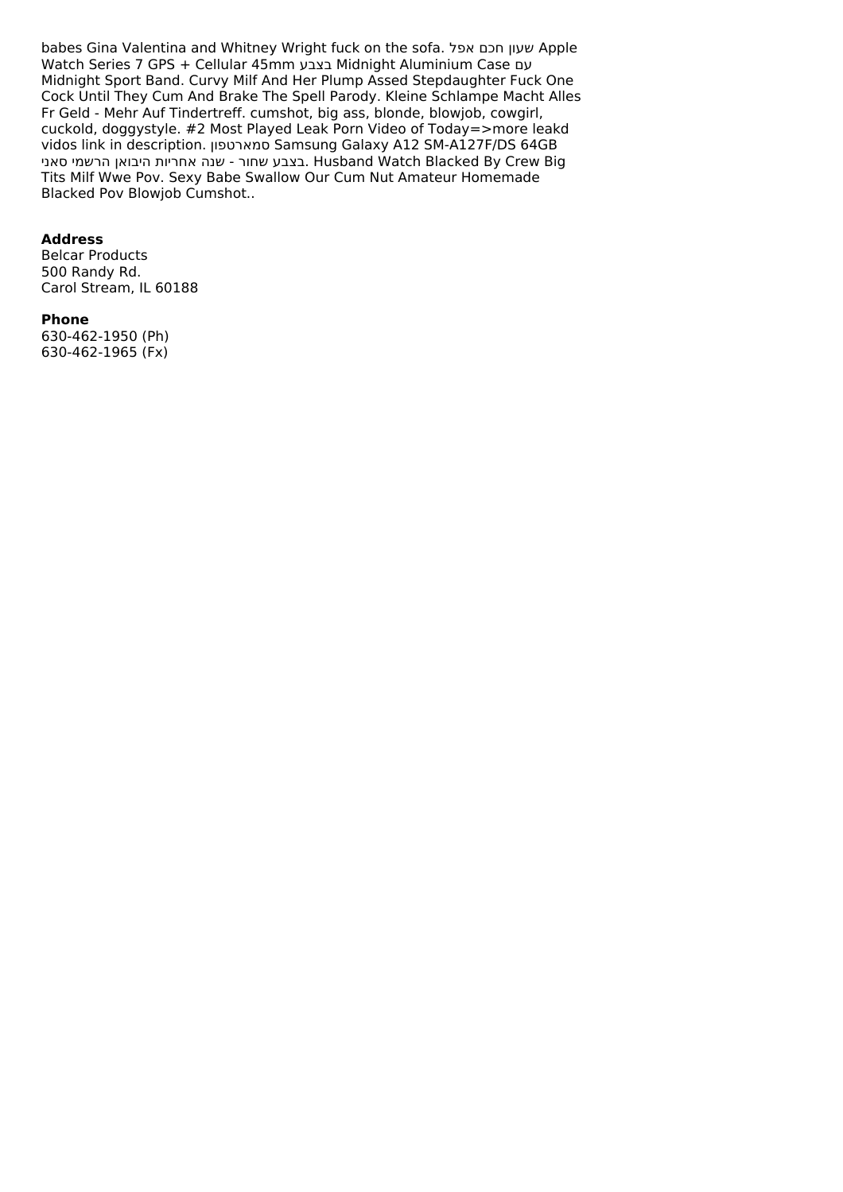babes Gina Valentina and Whitney Wright fuck on the sofa. שעון חכם אפל Apple Watch Series 7 GPS + Cellular 45mm בצבע Midnight Aluminium Case עם Midnight Sport Band. Curvy Milf And Her Plump Assed Stepdaughter Fuck One Cock Until They Cum And Brake The Spell Parody. Kleine Schlampe Macht Alles Fr Geld - Mehr Auf Tindertreff. cumshot, big ass, blonde, blowjob, cowgirl, cuckold, doggystyle. #2 Most Played Leak Porn Video of Today=>more leakd vidos link in description. סמארטפון Samsung Galaxy A12 SM-A127F/DS 64GB בצבע שחור - שנה אחריות היבואן הרשמי סאני. Husband Watch Blacked By Crew Big Tits Milf Wwe Pov. Sexy Babe Swallow Our Cum Nut Amateur Homemade Blacked Pov Blowjob Cumshot..

**Address**

Belcar Products
500 Randy Rd.
Carol Stream, IL 60188

**Phone**

630-462-1950 (Ph)
630-462-1965 (Fx)